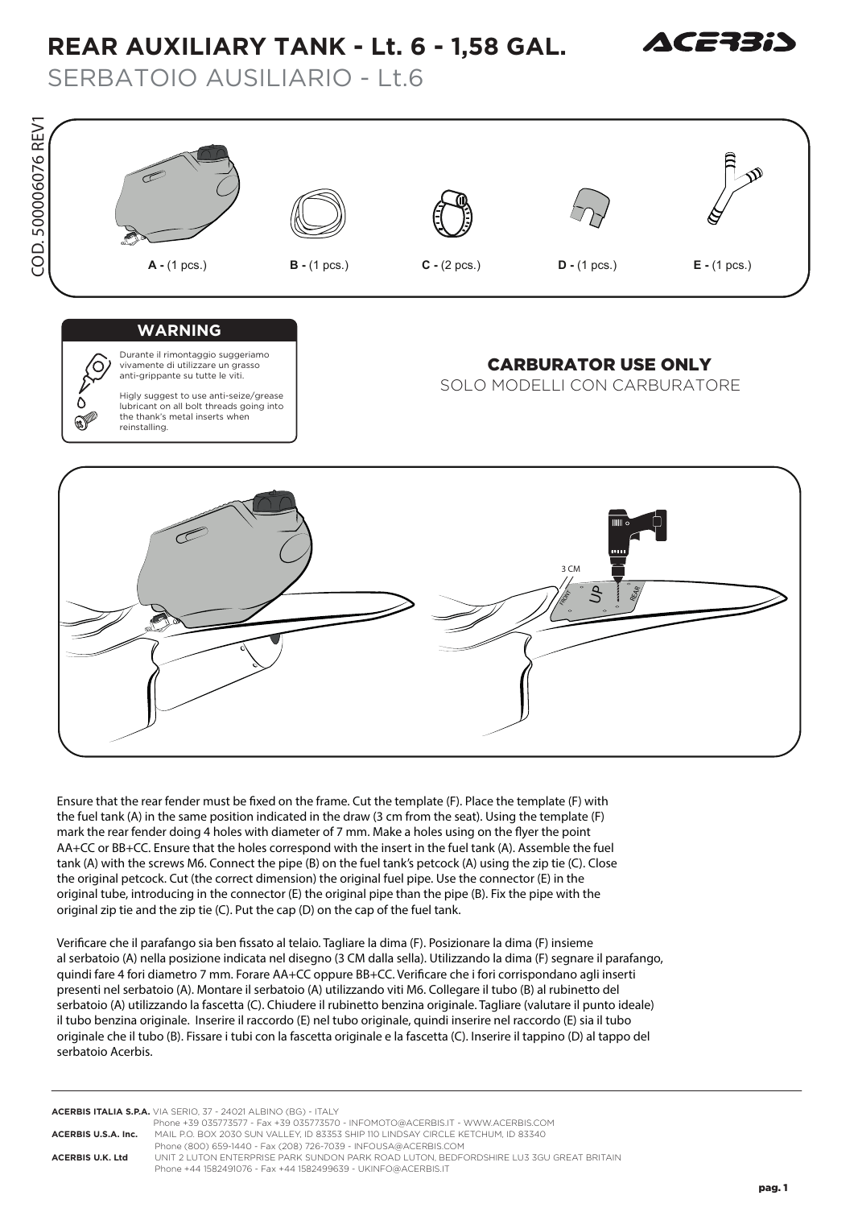# REAR AUXILIARY TANK - Lt. 6 - 1,58 GAL.

SERBATOIO AUSILIARIO - Lt.6

COD. 500006076 REV1

**A -** (1 pcs.) **B -** (1 pcs.) **C -** (2 pcs.) **D -** (1 pcs.) **E -** (1 pcs.)

**WARNING**

Durante il rimontaggio suggeriamo vivamente di utilizzare un grasso anti-grippante su tutte le viti.

Higly suggest to use anti-seize/grease lubricant on all bolt threads going into the thank's metal inserts when reinstalling.

## CARBURATOR USE ONLY

SOLO MODELLI CON CARBURATORE

3 CM

Ensure that the rear fender must be fixed on the frame. Cut the template (F). Place the template (F) with the fuel tank (A) in the same position indicated in the draw (3 cm from the seat). Using the template (F) mark the rear fender doing 4 holes with diameter of 7 mm. Make a holes using on the flyer the point AA+CC or BB+CC. Ensure that the holes correspond with the insert in the fuel tank (A). Assemble the fuel tank (A) with the screws M6. Connect the pipe (B) on the fuel tank's petcock (A) using the zip tie (C). Close the original petcock. Cut (the correct dimension) the original fuel pipe. Use the connector (E) in the original tube, introducing in the connector (E) the original pipe than the pipe (B). Fix the pipe with the original zip tie and the zip tie (C). Put the cap (D) on the cap of the fuel tank.

Verificare che il parafango sia ben fissato al telaio. Tagliare la dima (F). Posizionare la dima (F) insieme al serbatoio (A) nella posizione indicata nel disegno (3 CM dalla sella). Utilizzando la dima (F) segnare il parafango, quindi fare 4 fori diametro 7 mm. Forare AA+CC oppure BB+CC. Verificare che i fori corrispondano agli inserti presenti nel serbatoio (A). Montare il serbatoio (A) utilizzando viti M6. Collegare il tubo (B) al rubinetto del serbatoio (A) utilizzando la fascetta (C). Chiudere il rubinetto benzina originale. Tagliare (valutare il punto ideale) il tubo benzina originale. Inserire il raccordo (E) nel tubo originale, quindi inserire nel raccordo (E) sia il tubo originale che il tubo (B). Fissare i tubi con la fascetta originale e la fascetta (C). Inserire il tappino (D) al tappo del serbatoio Acerbis.

---

**ACERBIS ITALIA S.P.A.** VIA SERIO, 37 - 24021 ALBINO (BG) - ITALY
Phone +39 035773577 - Fax +39 035773570 - INFOMOTO@ACERBIS.IT - WWW.ACERBIS.COM

**ACERBIS U.S.A. Inc.** MAIL P.O. BOX 2030 SUN VALLEY, ID 83353 SHIP 110 LINDSAY CIRCLE KETCHUM, ID 83340
Phone (800) 659-1440 - Fax (208) 726-7039 - INFOUSA@ACERBIS.COM

**ACERBIS U.K. Ltd** UNIT 2 LUTON ENTERPRISE PARK SUNDON PARK ROAD LUTON, BEDFORDSHIRE LU3 3GU GREAT BRITAIN
Phone +44 1582491076 - Fax +44 1582499639 - UKINFO@ACERBIS.IT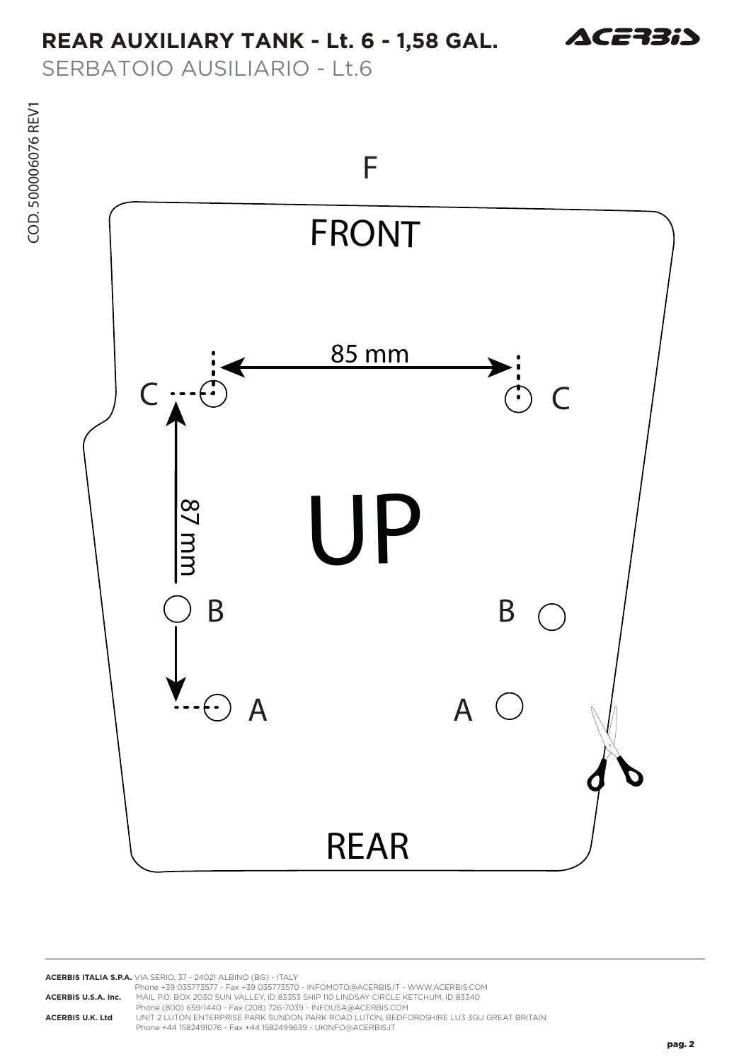# REAR AUXILIARY TANK - Lt. 6 - 1,58 GAL.

SERBATOIO AUSILIARIO - Lt.6

COD. 500006076 REV1

F

FRONT

85 mm

C C

87 mm

UP

B B

A A

REAR

**ACERBIS ITALIA S.P.A.** VIA SERIO, 37 - 24021 ALBINO (BG) - ITALY
Phone +39 035773577 - Fax +39 035773570 - INFOMOTO@ACERBIS.IT - WWW.ACERBIS.COM

**ACERBIS U.S.A. Inc.** MAIL P.O. BOX 2030 SUN VALLEY, ID 83353 SHIP 110 LINDSAY CIRCLE KETCHUM, ID 83340
Phone (800) 659-1440 - Fax (208) 726-7039 - INFOUSA@ACERBIS.COM

**ACERBIS U.K. Ltd** UNIT 2 LUTON ENTERPRISE PARK SUNDON PARK ROAD LUTON, BEDFORDSHIRE LU3 3GU GREAT BRITAIN
Phone +44 1582491076 - Fax +44 1582499639 - UKINFO@ACERBIS.IT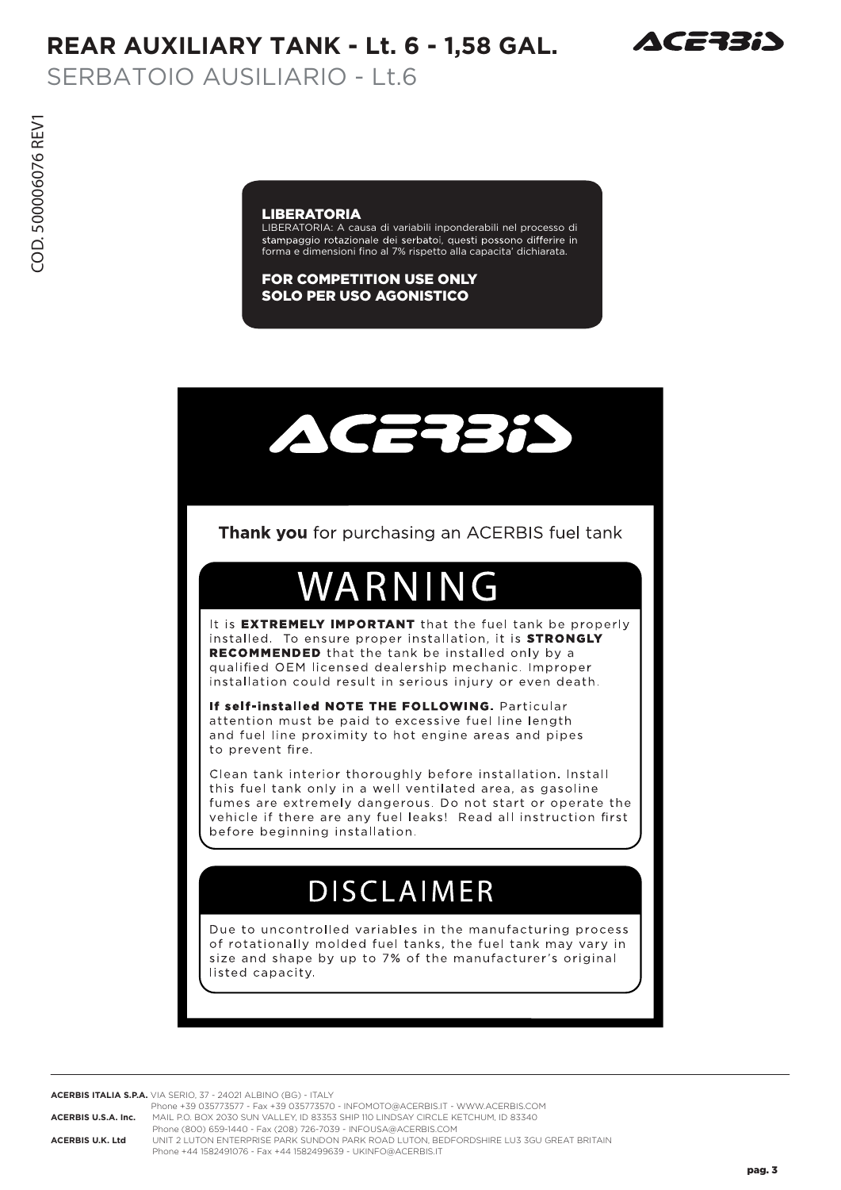# REAR AUXILIARY TANK - Lt. 6 - 1,58 GAL.

## SERBATOIO AUSILIARIO - Lt.6

COD. 500006076 REV1

**LIBERATORIA**

LIBERATORIA: A causa di variabili inponderabili nel processo di stampaggio rotazionale dei serbatoi, questi possono differire in forma e dimensioni fino al 7% rispetto alla capacita' dichiarata.

**FOR COMPETITION USE ONLY**
**SOLO PER USO AGONISTICO**

**Thank you** for purchasing an ACERBIS fuel tank

## WARNING

It is **EXTREMELY IMPORTANT** that the fuel tank be properly installed. To ensure proper installation, it is **STRONGLY RECOMMENDED** that the tank be installed only by a qualified OEM licensed dealership mechanic. Improper installation could result in serious injury or even death.

**If self-installed NOTE THE FOLLOWING.** Particular attention must be paid to excessive fuel line length and fuel line proximity to hot engine areas and pipes to prevent fire.

Clean tank interior thoroughly before installation. Install this fuel tank only in a well ventilated area, as gasoline fumes are extremely dangerous. Do not start or operate the vehicle if there are any fuel leaks! Read all instruction first before beginning installation.

## DISCLAIMER

Due to uncontrolled variables in the manufacturing process of rotationally molded fuel tanks, the fuel tank may vary in size and shape by up to 7% of the manufacturer's original listed capacity.

**ACERBIS ITALIA S.P.A.** VIA SERIO, 37 - 24021 ALBINO (BG) - ITALY
Phone +39 035773577 - Fax +39 035773570 - INFOMOTO@ACERBIS.IT - WWW.ACERBIS.COM

**ACERBIS U.S.A. Inc.** MAIL P.O. BOX 2030 SUN VALLEY, ID 83353 SHIP 110 LINDSAY CIRCLE KETCHUM, ID 83340
Phone (800) 659-1440 - Fax (208) 726-7039 - INFOUSA@ACERBIS.COM

**ACERBIS U.K. Ltd** UNIT 2 LUTON ENTERPRISE PARK SUNDON PARK ROAD LUTON, BEDFORDSHIRE LU3 3GU GREAT BRITAIN
Phone +44 1582491076 - Fax +44 1582499639 - UKINFO@ACERBIS.IT